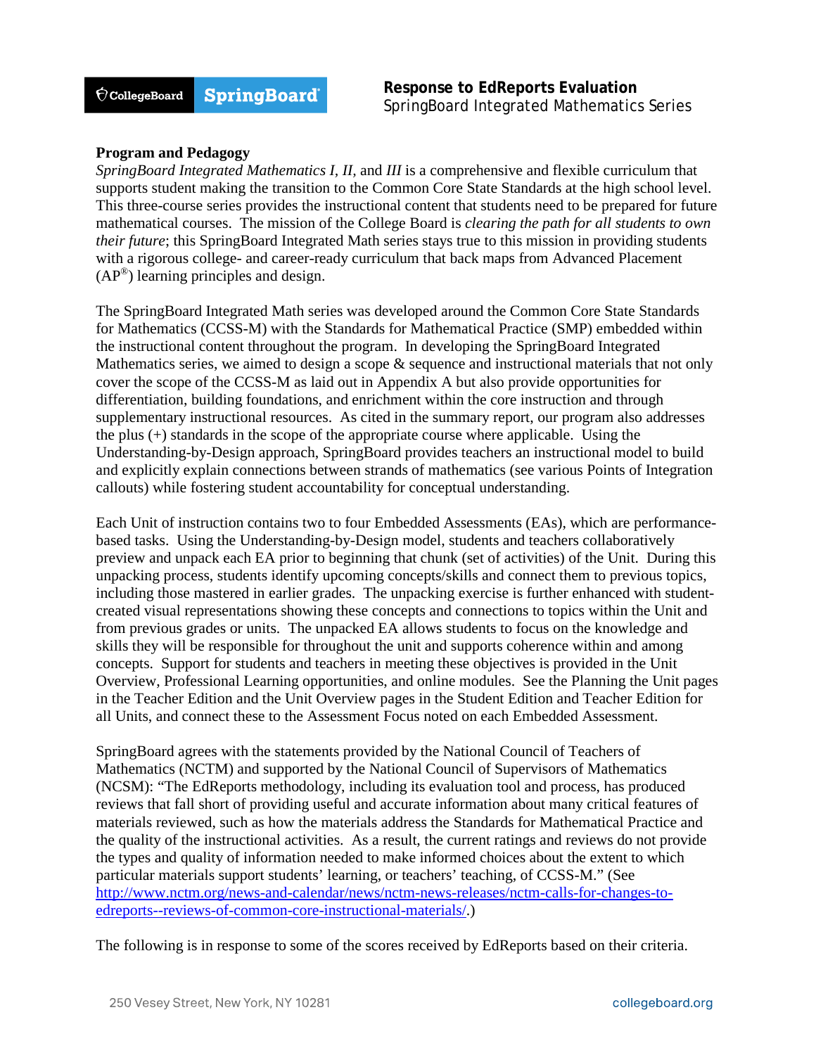**Response to EdReports Evaluation**
SpringBoard Integrated Mathematics Series

**Program and Pedagogy**

*SpringBoard Integrated Mathematics I*, *II*, and *III* is a comprehensive and flexible curriculum that supports student making the transition to the Common Core State Standards at the high school level. This three-course series provides the instructional content that students need to be prepared for future mathematical courses. The mission of the College Board is *clearing the path for all students to own their future*; this SpringBoard Integrated Math series stays true to this mission in providing students with a rigorous college- and career-ready curriculum that back maps from Advanced Placement (AP®) learning principles and design.

The SpringBoard Integrated Math series was developed around the Common Core State Standards for Mathematics (CCSS-M) with the Standards for Mathematical Practice (SMP) embedded within the instructional content throughout the program. In developing the SpringBoard Integrated Mathematics series, we aimed to design a scope & sequence and instructional materials that not only cover the scope of the CCSS-M as laid out in Appendix A but also provide opportunities for differentiation, building foundations, and enrichment within the core instruction and through supplementary instructional resources. As cited in the summary report, our program also addresses the plus (+) standards in the scope of the appropriate course where applicable. Using the Understanding-by-Design approach, SpringBoard provides teachers an instructional model to build and explicitly explain connections between strands of mathematics (see various Points of Integration callouts) while fostering student accountability for conceptual understanding.

Each Unit of instruction contains two to four Embedded Assessments (EAs), which are performance-based tasks. Using the Understanding-by-Design model, students and teachers collaboratively preview and unpack each EA prior to beginning that chunk (set of activities) of the Unit. During this unpacking process, students identify upcoming concepts/skills and connect them to previous topics, including those mastered in earlier grades. The unpacking exercise is further enhanced with student-created visual representations showing these concepts and connections to topics within the Unit and from previous grades or units. The unpacked EA allows students to focus on the knowledge and skills they will be responsible for throughout the unit and supports coherence within and among concepts. Support for students and teachers in meeting these objectives is provided in the Unit Overview, Professional Learning opportunities, and online modules. See the Planning the Unit pages in the Teacher Edition and the Unit Overview pages in the Student Edition and Teacher Edition for all Units, and connect these to the Assessment Focus noted on each Embedded Assessment.

SpringBoard agrees with the statements provided by the National Council of Teachers of Mathematics (NCTM) and supported by the National Council of Supervisors of Mathematics (NCSM): "The EdReports methodology, including its evaluation tool and process, has produced reviews that fall short of providing useful and accurate information about many critical features of materials reviewed, such as how the materials address the Standards for Mathematical Practice and the quality of the instructional activities. As a result, the current ratings and reviews do not provide the types and quality of information needed to make informed choices about the extent to which particular materials support students' learning, or teachers' teaching, of CCSS-M." (See [http://www.nctm.org/news-and-calendar/news/nctm-news-releases/nctm-calls-for-changes-to-edreports--reviews-of-common-core-instructional-materials/](http://www.nctm.org/news-and-calendar/news/nctm-news-releases/nctm-calls-for-changes-to-edreports--reviews-of-common-core-instructional-materials/).)

The following is in response to some of the scores received by EdReports based on their criteria.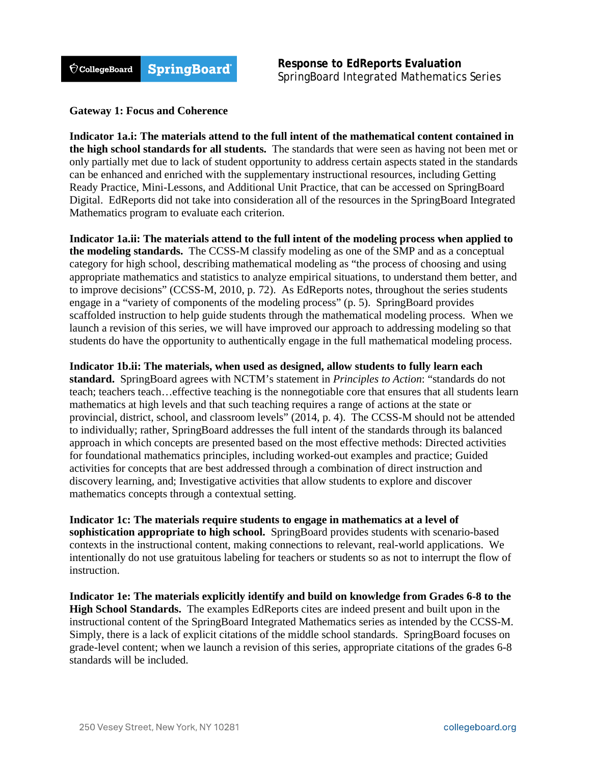**Gateway 1: Focus and Coherence**

**Indicator 1a.i: The materials attend to the full intent of the mathematical content contained in the high school standards for all students.** The standards that were seen as having not been met or only partially met due to lack of student opportunity to address certain aspects stated in the standards can be enhanced and enriched with the supplementary instructional resources, including Getting Ready Practice, Mini-Lessons, and Additional Unit Practice, that can be accessed on SpringBoard Digital. EdReports did not take into consideration all of the resources in the SpringBoard Integrated Mathematics program to evaluate each criterion.

**Indicator 1a.ii: The materials attend to the full intent of the modeling process when applied to the modeling standards.** The CCSS-M classify modeling as one of the SMP and as a conceptual category for high school, describing mathematical modeling as "the process of choosing and using appropriate mathematics and statistics to analyze empirical situations, to understand them better, and to improve decisions" (CCSS-M, 2010, p. 72). As EdReports notes, throughout the series students engage in a "variety of components of the modeling process" (p. 5). SpringBoard provides scaffolded instruction to help guide students through the mathematical modeling process. When we launch a revision of this series, we will have improved our approach to addressing modeling so that students do have the opportunity to authentically engage in the full mathematical modeling process.

**Indicator 1b.ii: The materials, when used as designed, allow students to fully learn each standard.** SpringBoard agrees with NCTM's statement in *Principles to Action*: "standards do not teach; teachers teach…effective teaching is the nonnegotiable core that ensures that all students learn mathematics at high levels and that such teaching requires a range of actions at the state or provincial, district, school, and classroom levels" (2014, p. 4). The CCSS-M should not be attended to individually; rather, SpringBoard addresses the full intent of the standards through its balanced approach in which concepts are presented based on the most effective methods: Directed activities for foundational mathematics principles, including worked-out examples and practice; Guided activities for concepts that are best addressed through a combination of direct instruction and discovery learning, and; Investigative activities that allow students to explore and discover mathematics concepts through a contextual setting.

**Indicator 1c: The materials require students to engage in mathematics at a level of sophistication appropriate to high school.** SpringBoard provides students with scenario-based contexts in the instructional content, making connections to relevant, real-world applications. We intentionally do not use gratuitous labeling for teachers or students so as not to interrupt the flow of instruction.

**Indicator 1e: The materials explicitly identify and build on knowledge from Grades 6-8 to the High School Standards.** The examples EdReports cites are indeed present and built upon in the instructional content of the SpringBoard Integrated Mathematics series as intended by the CCSS-M. Simply, there is a lack of explicit citations of the middle school standards. SpringBoard focuses on grade-level content; when we launch a revision of this series, appropriate citations of the grades 6-8 standards will be included.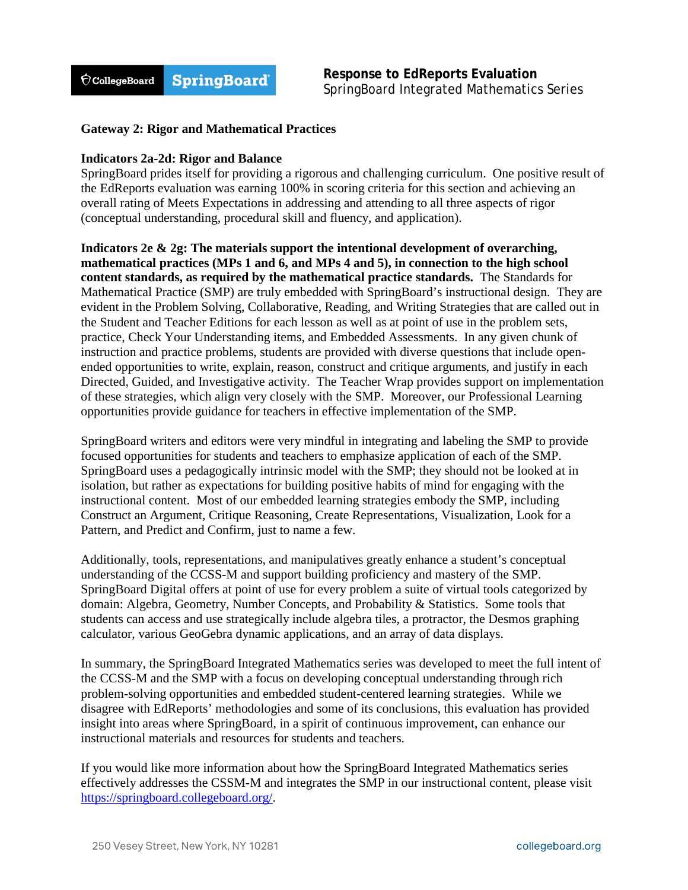**Response to EdReports Evaluation**
SpringBoard Integrated Mathematics Series

**Gateway 2: Rigor and Mathematical Practices**

**Indicators 2a-2d: Rigor and Balance**
SpringBoard prides itself for providing a rigorous and challenging curriculum. One positive result of the EdReports evaluation was earning 100% in scoring criteria for this section and achieving an overall rating of Meets Expectations in addressing and attending to all three aspects of rigor (conceptual understanding, procedural skill and fluency, and application).

**Indicators 2e & 2g: The materials support the intentional development of overarching, mathematical practices (MPs 1 and 6, and MPs 4 and 5), in connection to the high school content standards, as required by the mathematical practice standards.** The Standards for Mathematical Practice (SMP) are truly embedded with SpringBoard's instructional design. They are evident in the Problem Solving, Collaborative, Reading, and Writing Strategies that are called out in the Student and Teacher Editions for each lesson as well as at point of use in the problem sets, practice, Check Your Understanding items, and Embedded Assessments. In any given chunk of instruction and practice problems, students are provided with diverse questions that include open-ended opportunities to write, explain, reason, construct and critique arguments, and justify in each Directed, Guided, and Investigative activity. The Teacher Wrap provides support on implementation of these strategies, which align very closely with the SMP. Moreover, our Professional Learning opportunities provide guidance for teachers in effective implementation of the SMP.

SpringBoard writers and editors were very mindful in integrating and labeling the SMP to provide focused opportunities for students and teachers to emphasize application of each of the SMP. SpringBoard uses a pedagogically intrinsic model with the SMP; they should not be looked at in isolation, but rather as expectations for building positive habits of mind for engaging with the instructional content. Most of our embedded learning strategies embody the SMP, including Construct an Argument, Critique Reasoning, Create Representations, Visualization, Look for a Pattern, and Predict and Confirm, just to name a few.

Additionally, tools, representations, and manipulatives greatly enhance a student's conceptual understanding of the CCSS-M and support building proficiency and mastery of the SMP. SpringBoard Digital offers at point of use for every problem a suite of virtual tools categorized by domain: Algebra, Geometry, Number Concepts, and Probability & Statistics. Some tools that students can access and use strategically include algebra tiles, a protractor, the Desmos graphing calculator, various GeoGebra dynamic applications, and an array of data displays.

In summary, the SpringBoard Integrated Mathematics series was developed to meet the full intent of the CCSS-M and the SMP with a focus on developing conceptual understanding through rich problem-solving opportunities and embedded student-centered learning strategies. While we disagree with EdReports' methodologies and some of its conclusions, this evaluation has provided insight into areas where SpringBoard, in a spirit of continuous improvement, can enhance our instructional materials and resources for students and teachers.

If you would like more information about how the SpringBoard Integrated Mathematics series effectively addresses the CSSM-M and integrates the SMP in our instructional content, please visit [https://springboard.collegeboard.org/](https://springboard.collegeboard.org/).